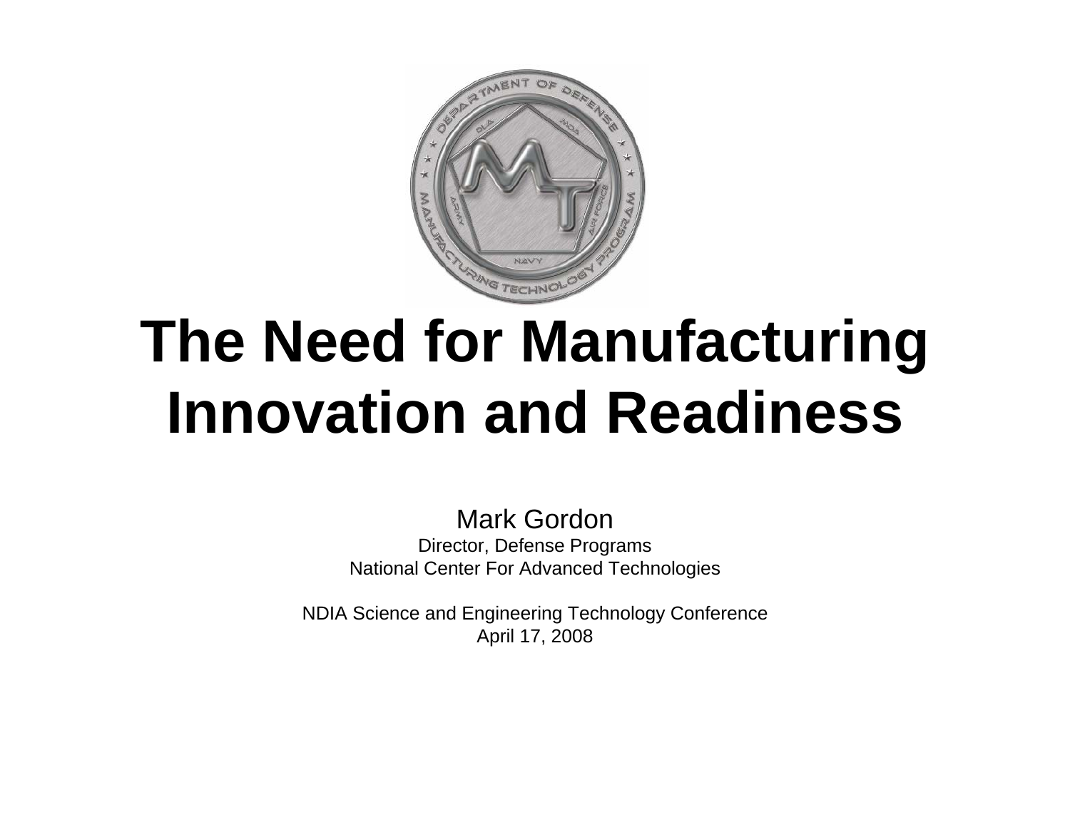# The Need for Manufacturing Innovation and Readiness

Mark Gordon

Director, Defense Programs

National Center For Advanced Technologies

NDIA Science and Engineering Technology Conference

April 17, 2008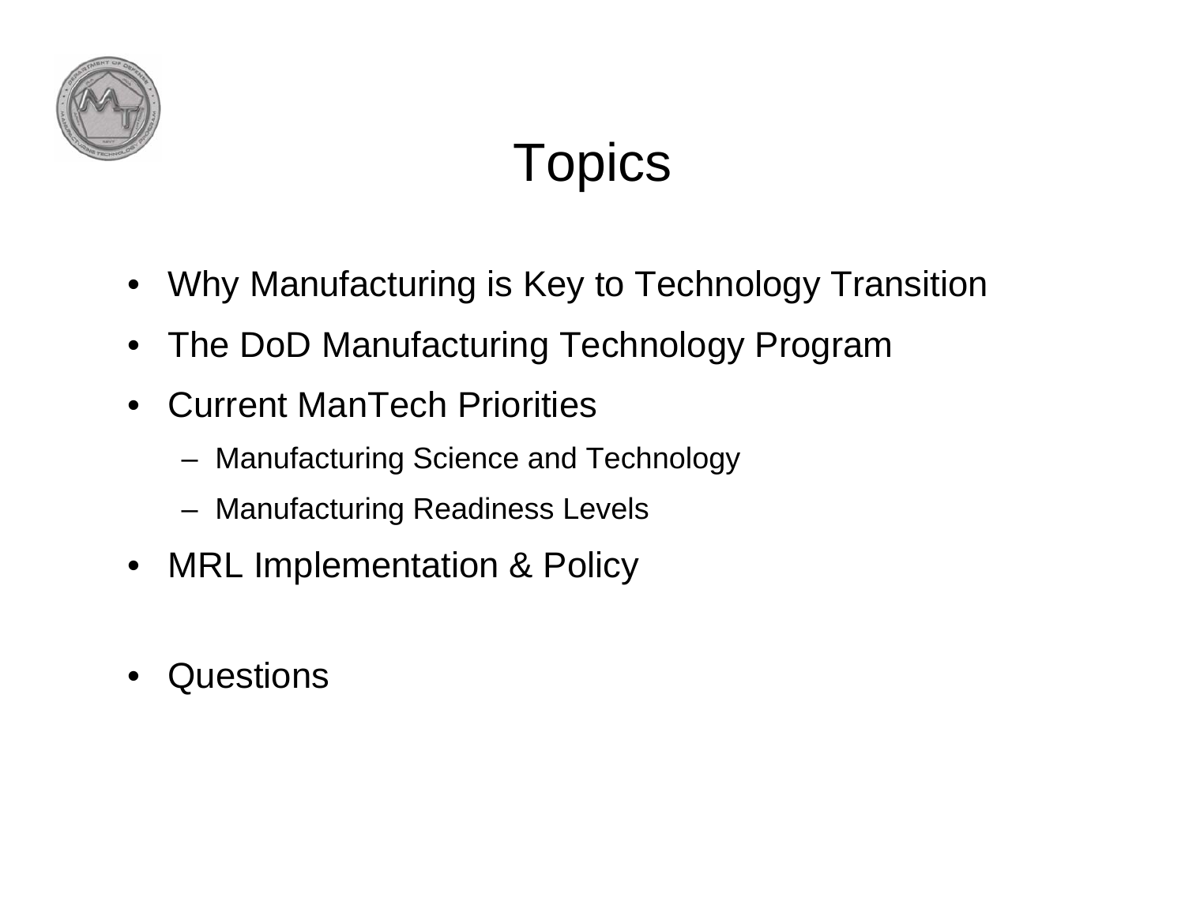# Topics

- Why Manufacturing is Key to Technology Transition
- The DoD Manufacturing Technology Program
- Current ManTech Priorities
  - Manufacturing Science and Technology
  - Manufacturing Readiness Levels
- MRL Implementation & Policy

- Questions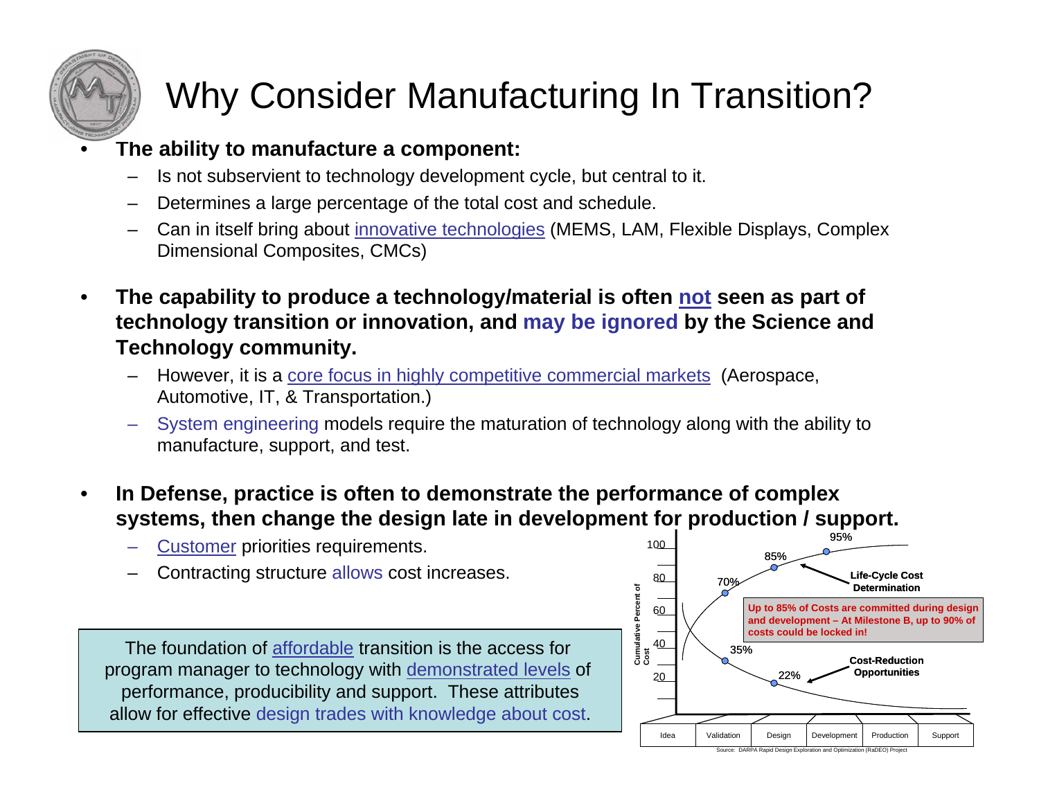# Why Consider Manufacturing In Transition?

- **The ability to manufacture a component:**
  - Is not subservient to technology development cycle, but central to it.
  - Determines a large percentage of the total cost and schedule.
  - Can in itself bring about innovative technologies (MEMS, LAM, Flexible Displays, Complex Dimensional Composites, CMCs)
- **The capability to produce a technology/material is often not seen as part of technology transition or innovation, and may be ignored by the Science and Technology community.**
  - However, it is a core focus in highly competitive commercial markets (Aerospace, Automotive, IT, & Transportation.)
  - System engineering models require the maturation of technology along with the ability to manufacture, support, and test.
- **In Defense, practice is often to demonstrate the performance of complex systems, then change the design late in development for production / support.**
  - Customer priorities requirements.
  - Contracting structure allows cost increases.

The foundation of affordable transition is the access for program manager to technology with demonstrated levels of performance, producibility and support. These attributes allow for effective design trades with knowledge about cost.

Cumulative Percent of Cost: 100, 80, 60, 40, 20

70%, 85%, 95% — Life-Cycle Cost Determination

35%, 22% — Cost-Reduction Opportunities

Up to 85% of Costs are committed during design and development – At Milestone B, up to 90% of costs could be locked in!

Idea | Validation | Design | Development | Production | Support

Source: DARPA Rapid Design Exploration and Optimization (RaDEO) Project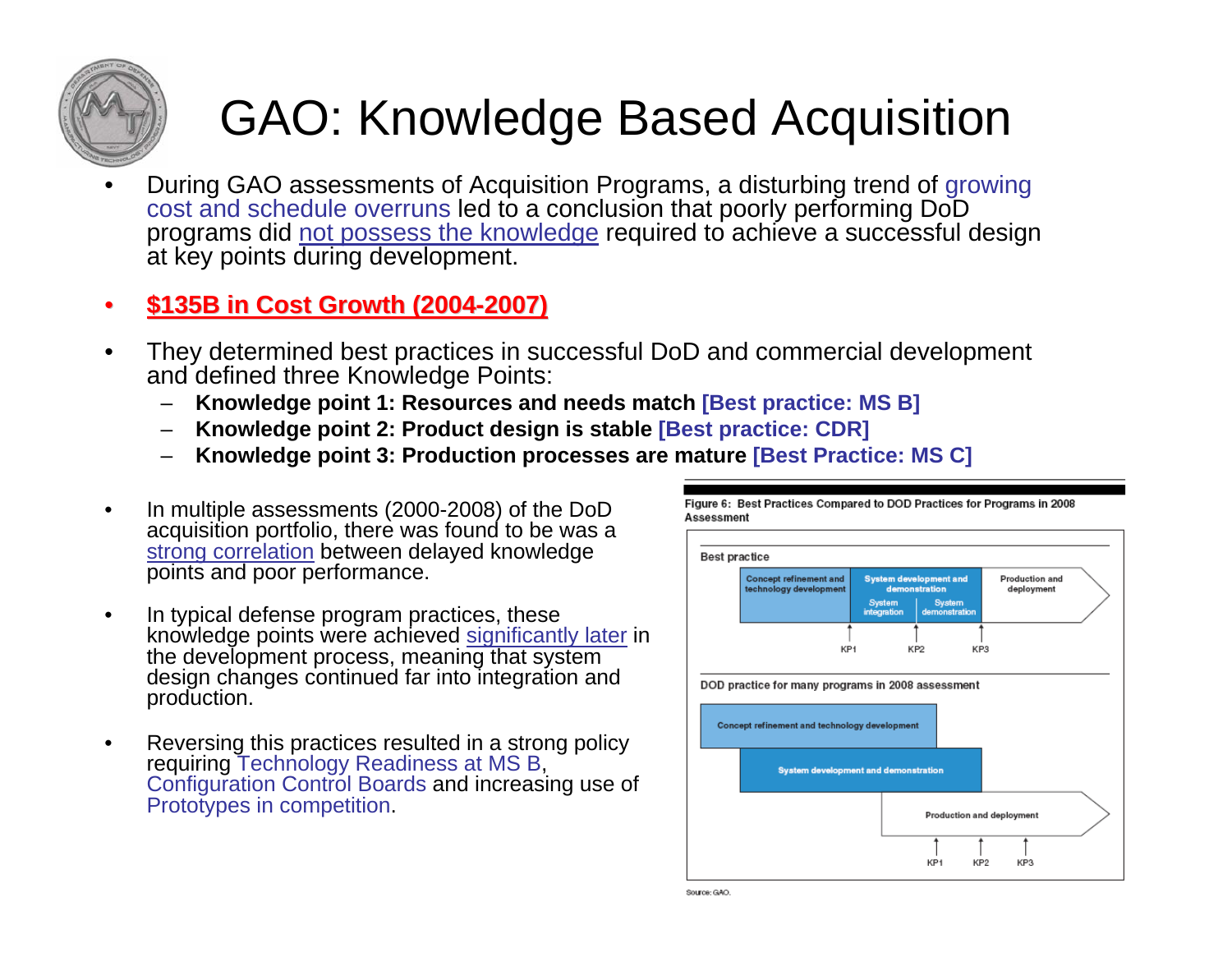# GAO: Knowledge Based Acquisition

- During GAO assessments of Acquisition Programs, a disturbing trend of growing cost and schedule overruns led to a conclusion that poorly performing DoD programs did not possess the knowledge required to achieve a successful design at key points during development.

- **$135B in Cost Growth (2004-2007)**

- They determined best practices in successful DoD and commercial development and defined three Knowledge Points:
  - **Knowledge point 1: Resources and needs match [Best practice: MS B]**
  - **Knowledge point 2: Product design is stable [Best practice: CDR]**
  - **Knowledge point 3: Production processes are mature [Best Practice: MS C]**

- In multiple assessments (2000-2008) of the DoD acquisition portfolio, there was found to be was a strong correlation between delayed knowledge points and poor performance.

- In typical defense program practices, these knowledge points were achieved significantly later in the development process, meaning that system design changes continued far into integration and production.

- Reversing this practices resulted in a strong policy requiring Technology Readiness at MS B, Configuration Control Boards and increasing use of Prototypes in competition.

Figure 6: Best Practices Compared to DOD Practices for Programs in 2008 Assessment

Best practice

| Concept refinement and technology development | System development and demonstration (System integration / System demonstration) | Production and deployment |
|---|---|---|
| | KP1 → KP2 → KP3 | |

DOD practice for many programs in 2008 assessment

- Concept refinement and technology development
- System development and demonstration
- Production and deployment (KP1, KP2, KP3)

Source: GAO.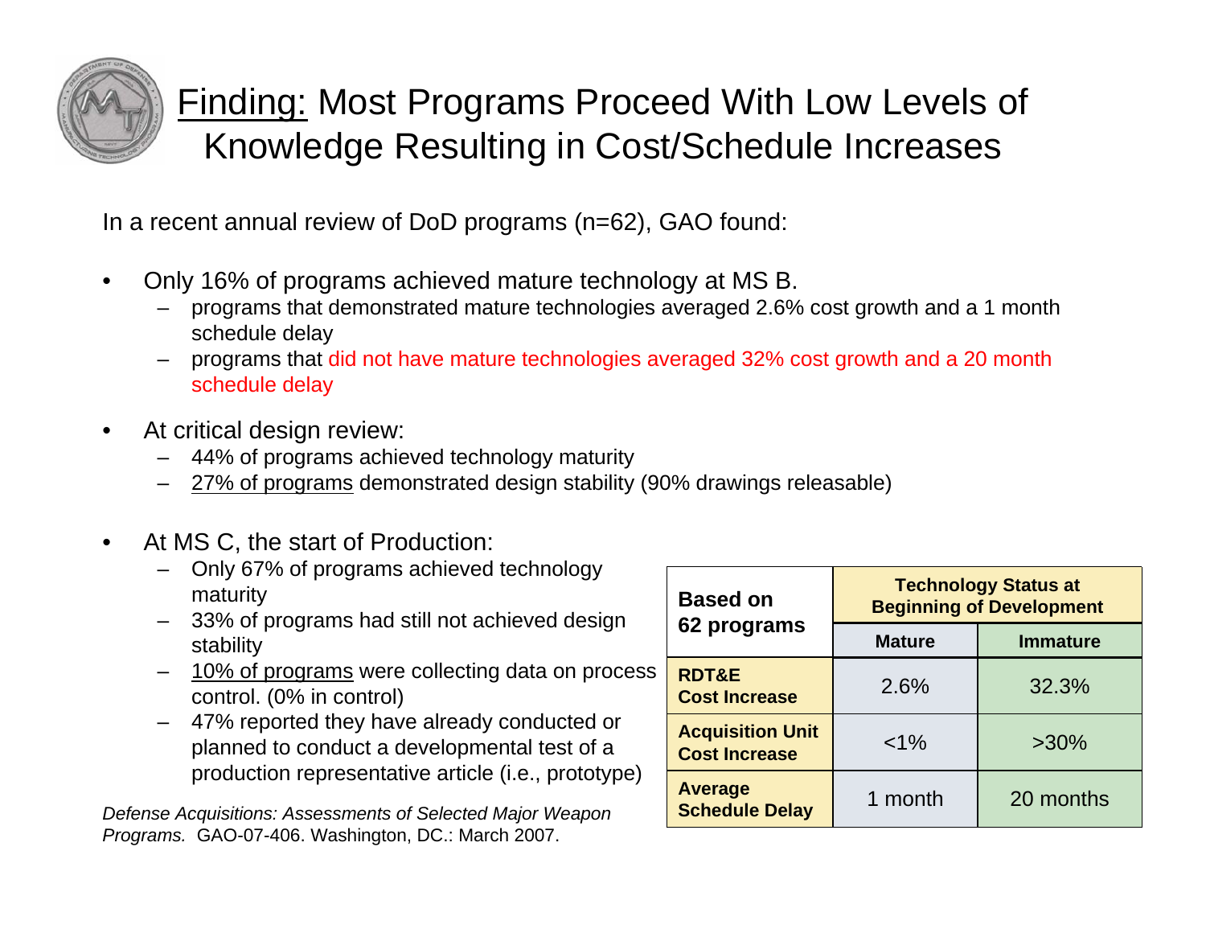# Finding: Most Programs Proceed With Low Levels of Knowledge Resulting in Cost/Schedule Increases

In a recent annual review of DoD programs (n=62), GAO found:

- Only 16% of programs achieved mature technology at MS B.
  - programs that demonstrated mature technologies averaged 2.6% cost growth and a 1 month schedule delay
  - programs that did not have mature technologies averaged 32% cost growth and a 20 month schedule delay
- At critical design review:
  - 44% of programs achieved technology maturity
  - 27% of programs demonstrated design stability (90% drawings releasable)
- At MS C, the start of Production:
  - Only 67% of programs achieved technology maturity
  - 33% of programs had still not achieved design stability
  - 10% of programs were collecting data on process control. (0% in control)
  - 47% reported they have already conducted or planned to conduct a developmental test of a production representative article (i.e., prototype)

| Based on 62 programs | Technology Status at Beginning of Development | |
|---|---|---|
| | **Mature** | **Immature** |
| **RDT&E Cost Increase** | 2.6% | 32.3% |
| **Acquisition Unit Cost Increase** | <1% | >30% |
| **Average Schedule Delay** | 1 month | 20 months |

*Defense Acquisitions: Assessments of Selected Major Weapon Programs.* GAO-07-406. Washington, DC.: March 2007.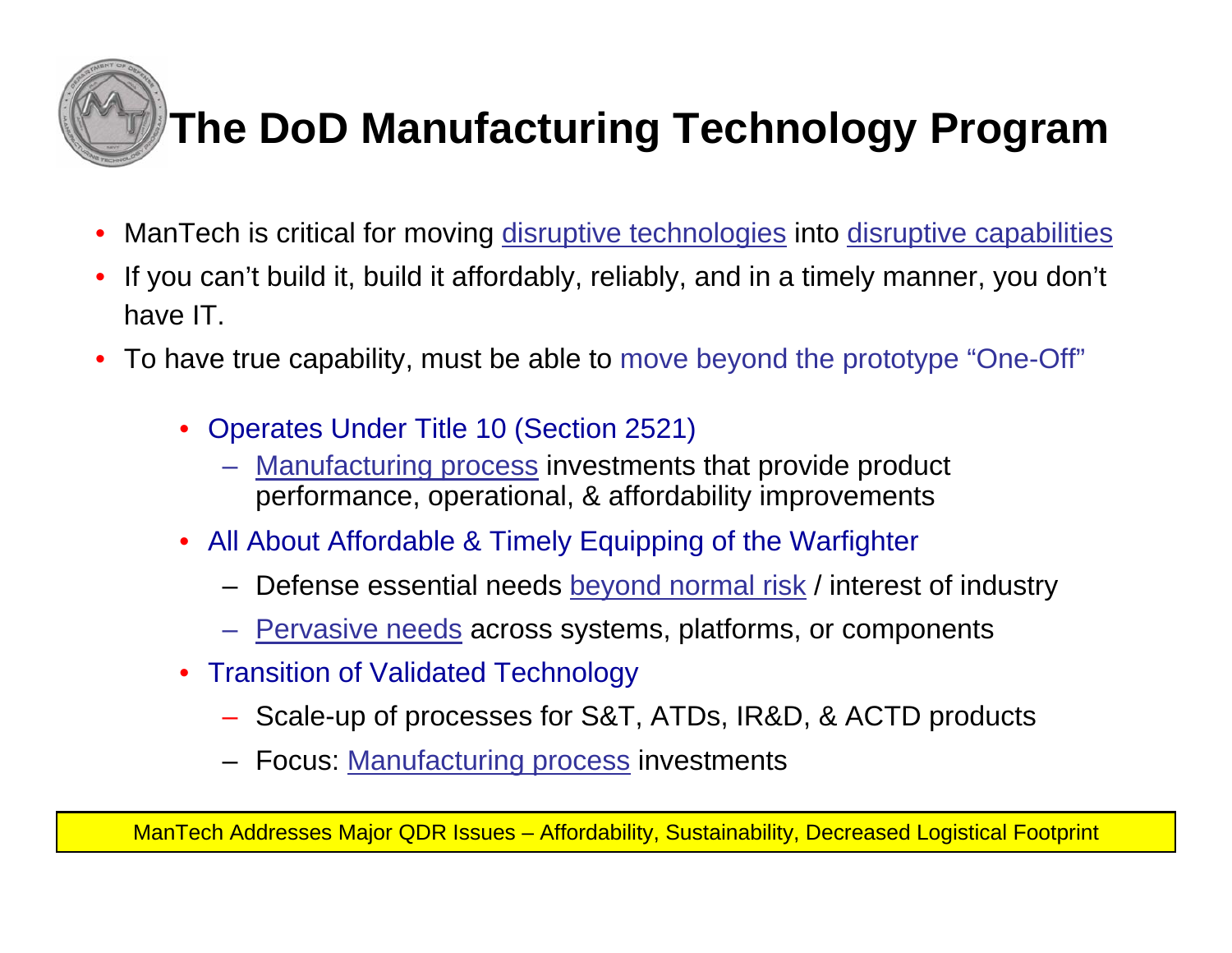# The DoD Manufacturing Technology Program

- ManTech is critical for moving disruptive technologies into disruptive capabilities
- If you can't build it, build it affordably, reliably, and in a timely manner, you don't have IT.
- To have true capability, must be able to move beyond the prototype "One-Off"

  - Operates Under Title 10 (Section 2521)
    - Manufacturing process investments that provide product performance, operational, & affordability improvements
  - All About Affordable & Timely Equipping of the Warfighter
    - Defense essential needs beyond normal risk / interest of industry
    - Pervasive needs across systems, platforms, or components
  - Transition of Validated Technology
    - Scale-up of processes for S&T, ATDs, IR&D, & ACTD products
    - Focus: Manufacturing process investments

ManTech Addresses Major QDR Issues – Affordability, Sustainability, Decreased Logistical Footprint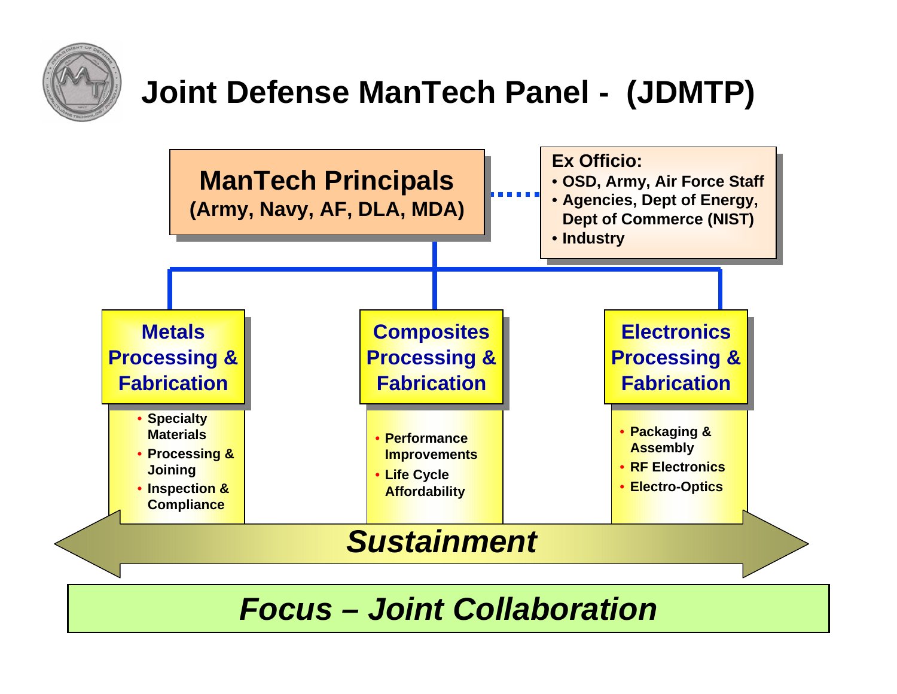# Joint Defense ManTech Panel - (JDMTP)

**ManTech Principals**
**(Army, Navy, AF, DLA, MDA)**

**Ex Officio:**

- OSD, Army, Air Force Staff
- Agencies, Dept of Energy, Dept of Commerce (NIST)
- Industry

## Metals Processing & Fabrication

- Specialty Materials
- Processing & Joining
- Inspection & Compliance

## Composites Processing & Fabrication

- Performance Improvements
- Life Cycle Affordability

## Electronics Processing & Fabrication

- Packaging & Assembly
- RF Electronics
- Electro-Optics

***Sustainment***

***Focus – Joint Collaboration***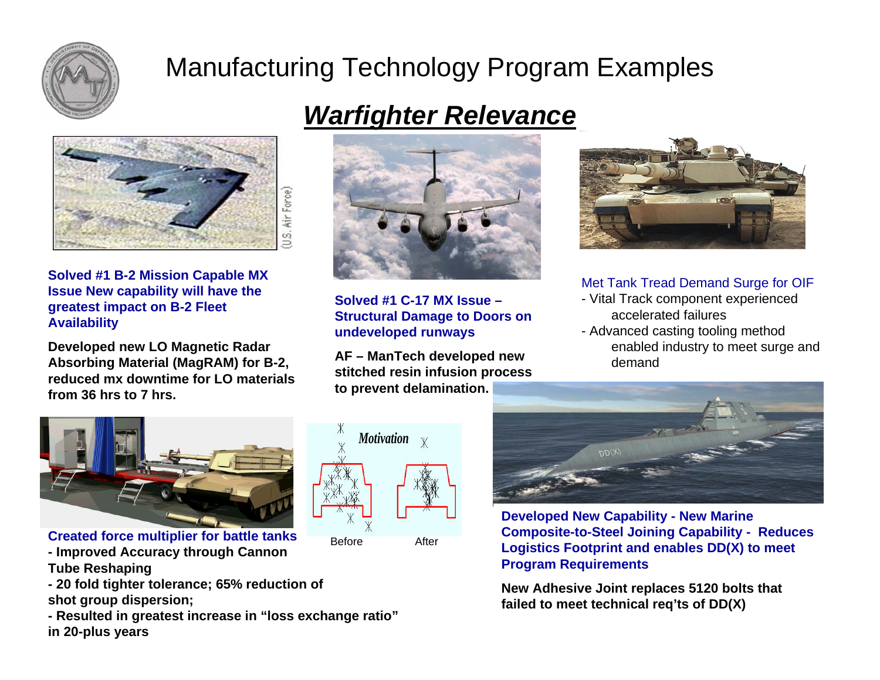# Manufacturing Technology Program Examples

## *Warfighter Relevance*

(U.S. Air Force)

**Solved #1 B-2 Mission Capable MX Issue New capability will have the greatest impact on B-2 Fleet Availability**

**Developed new LO Magnetic Radar Absorbing Material (MagRAM) for B-2, reduced mx downtime for LO materials from 36 hrs to 7 hrs.**

**Solved #1 C-17 MX Issue – Structural Damage to Doors on undeveloped runways**

**AF – ManTech developed new stitched resin infusion process to prevent delamination.**

Met Tank Tread Demand Surge for OIF

- Vital Track component experienced accelerated failures
- Advanced casting tooling method enabled industry to meet surge and demand

**Created force multiplier for battle tanks**

- **Improved Accuracy through Cannon Tube Reshaping**
- **20 fold tighter tolerance; 65% reduction of shot group dispersion;**
- **Resulted in greatest increase in "loss exchange ratio" in 20-plus years**

*Motivation*

Before After

**Developed New Capability - New Marine Composite-to-Steel Joining Capability - Reduces Logistics Footprint and enables DD(X) to meet Program Requirements**

**New Adhesive Joint replaces 5120 bolts that failed to meet technical req'ts of DD(X)**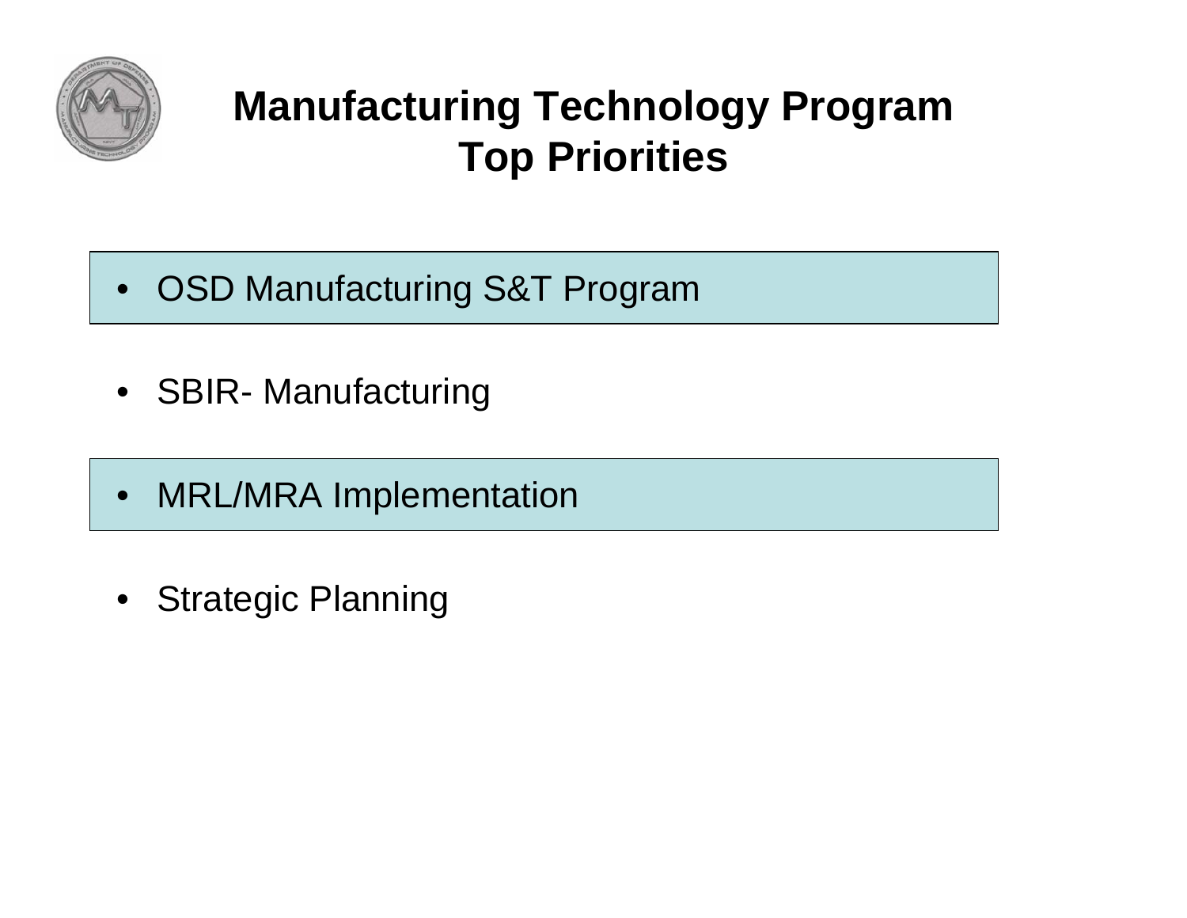# Manufacturing Technology Program
# Top Priorities

- OSD Manufacturing S&T Program
- SBIR- Manufacturing
- MRL/MRA Implementation
- Strategic Planning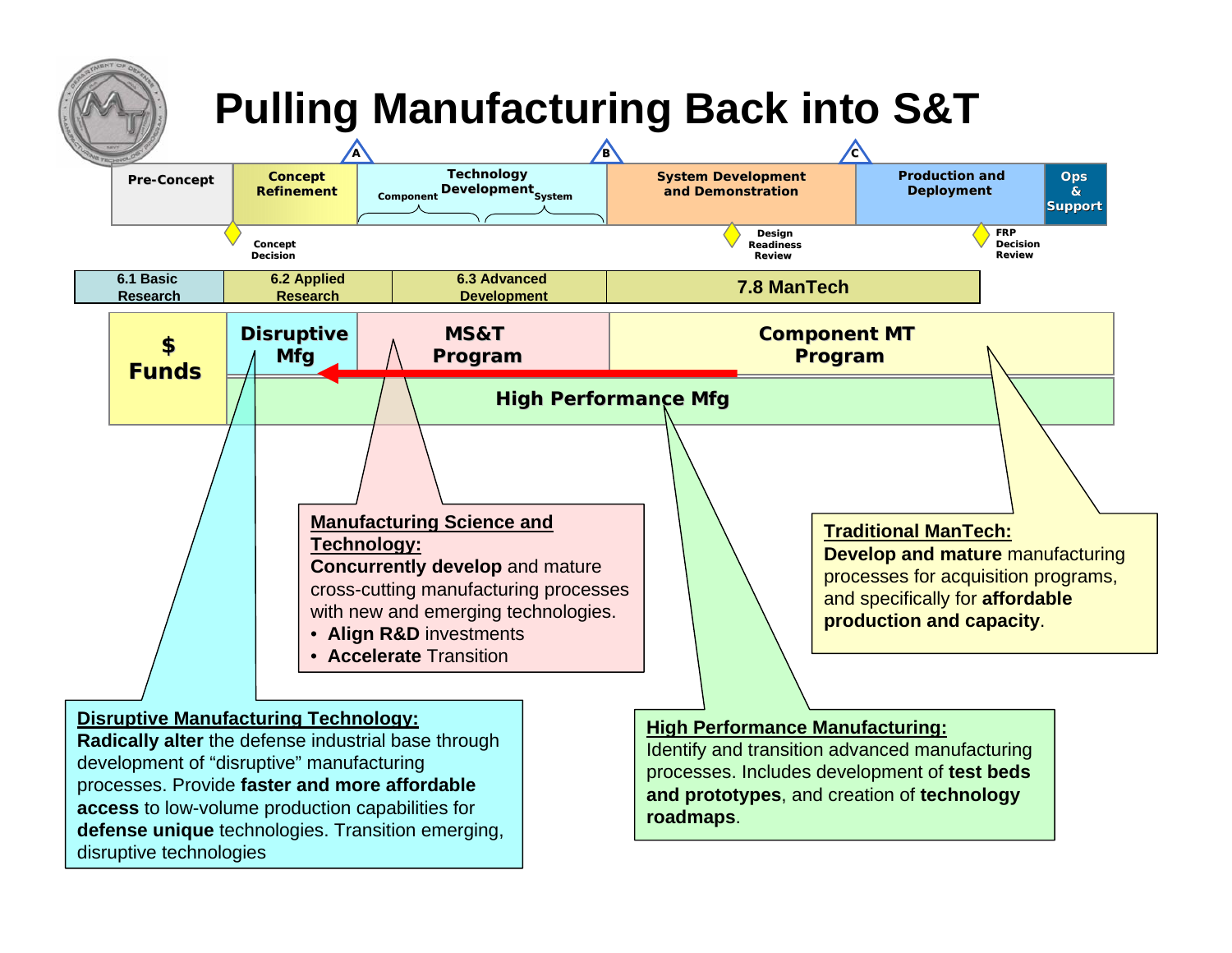# Pulling Manufacturing Back into S&T

| Pre-Concept | Concept Refinement | Technology Development (Component / System) | System Development and Demonstration | Production and Deployment | Ops & Support |
|---|---|---|---|---|---|

Milestones: A, B, C

Concept Decision — Design Readiness Review — FRP Decision Review

| 6.1 Basic Research | 6.2 Applied Research | 6.3 Advanced Development | 7.8 ManTech |
|---|---|---|---|

| $ Funds | Disruptive Mfg | MS&T Program | Component MT Program |
|---|---|---|---|
| | High Performance Mfg | | |

**Manufacturing Science and Technology:**
**Concurrently develop** and mature cross-cutting manufacturing processes with new and emerging technologies.

- **Align R&D** investments
- **Accelerate** Transition

**Traditional ManTech:**
**Develop and mature** manufacturing processes for acquisition programs, and specifically for **affordable production and capacity**.

**Disruptive Manufacturing Technology:**
**Radically alter** the defense industrial base through development of "disruptive" manufacturing processes. Provide **faster and more affordable access** to low-volume production capabilities for **defense unique** technologies. Transition emerging, disruptive technologies

**High Performance Manufacturing:**
Identify and transition advanced manufacturing processes. Includes development of **test beds and prototypes**, and creation of **technology roadmaps**.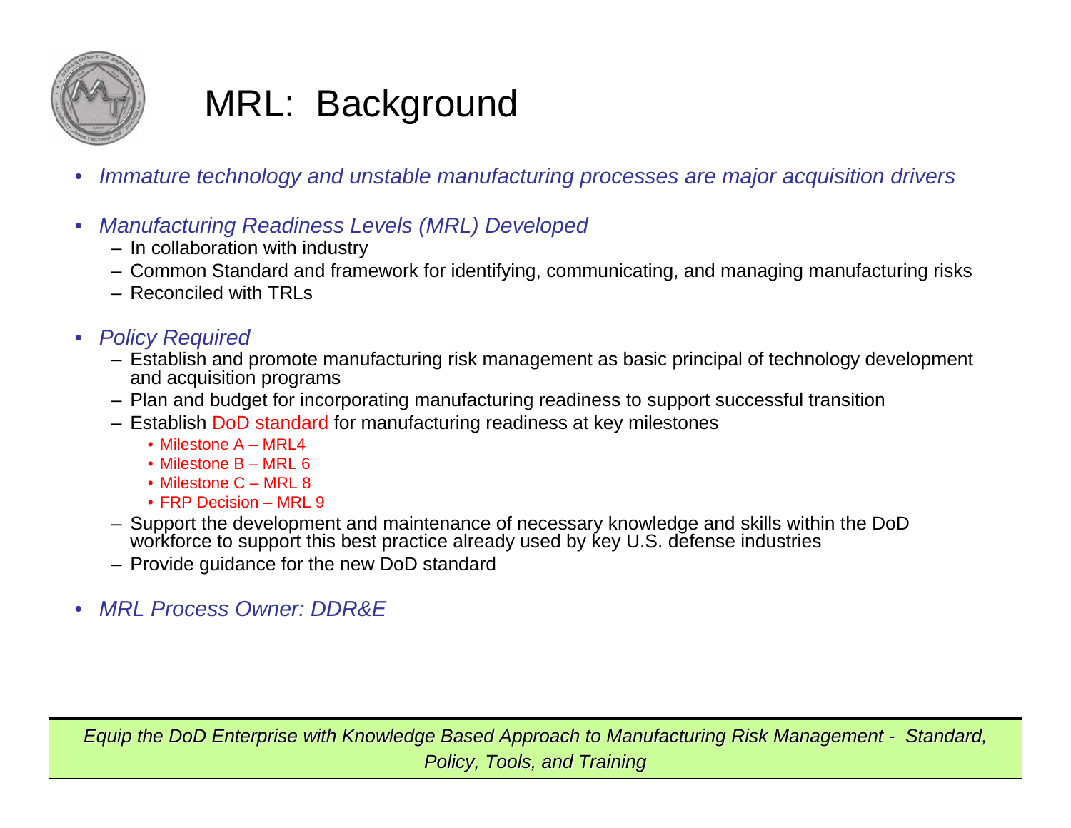# MRL: Background

- *Immature technology and unstable manufacturing processes are major acquisition drivers*
- *Manufacturing Readiness Levels (MRL) Developed*
  - In collaboration with industry
  - Common Standard and framework for identifying, communicating, and managing manufacturing risks
  - Reconciled with TRLs
- *Policy Required*
  - Establish and promote manufacturing risk management as basic principal of technology development and acquisition programs
  - Plan and budget for incorporating manufacturing readiness to support successful transition
  - Establish DoD standard for manufacturing readiness at key milestones
    - Milestone A – MRL4
    - Milestone B – MRL 6
    - Milestone C – MRL 8
    - FRP Decision – MRL 9
  - Support the development and maintenance of necessary knowledge and skills within the DoD workforce to support this best practice already used by key U.S. defense industries
  - Provide guidance for the new DoD standard
- *MRL Process Owner: DDR&E*

*Equip the DoD Enterprise with Knowledge Based Approach to Manufacturing Risk Management - Standard, Policy, Tools, and Training*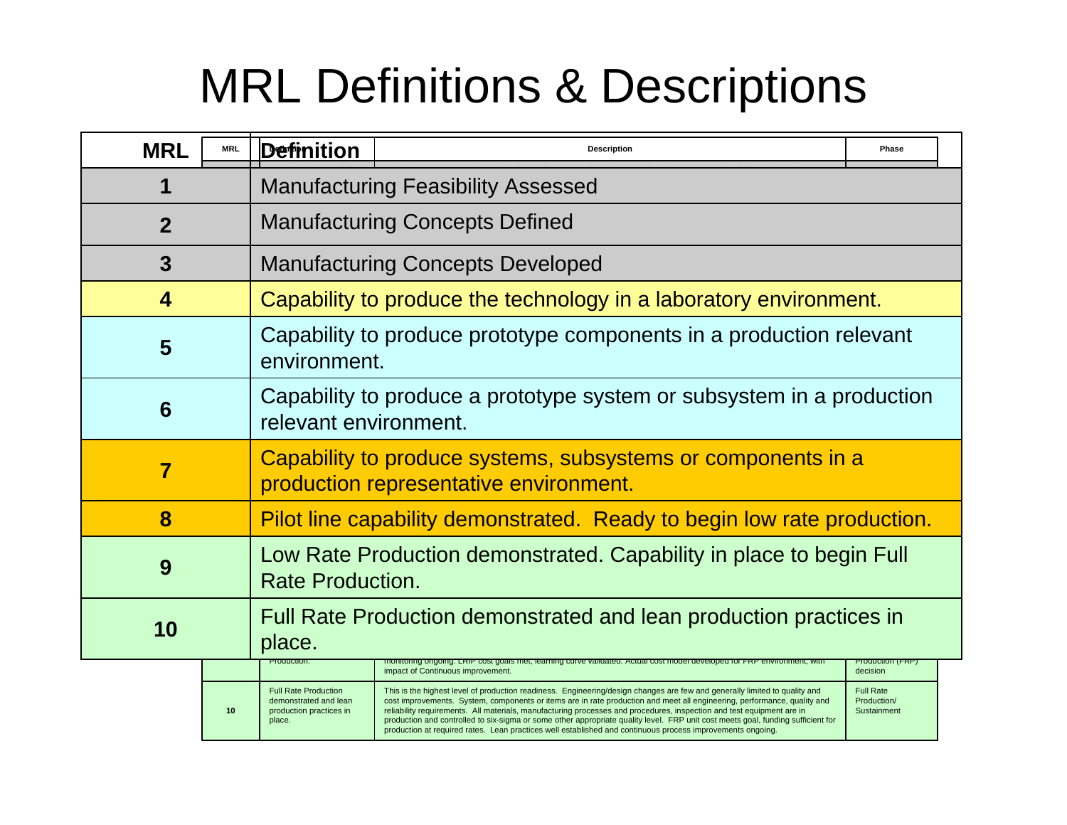# MRL Definitions & Descriptions

| MRL | Definition |
|---|---|
| 1 | Manufacturing Feasibility Assessed |
| 2 | Manufacturing Concepts Defined |
| 3 | Manufacturing Concepts Developed |
| 4 | Capability to produce the technology in a laboratory environment. |
| 5 | Capability to produce prototype components in a production relevant environment. |
| 6 | Capability to produce a prototype system or subsystem in a production relevant environment. |
| 7 | Capability to produce systems, subsystems or components in a production representative environment. |
| 8 | Pilot line capability demonstrated. Ready to begin low rate production. |
| 9 | Low Rate Production demonstrated. Capability in place to begin Full Rate Production. |
| 10 | Full Rate Production demonstrated and lean production practices in place. |

| MRL | Definition | Description | Phase |
|---|---|---|---|
| | Production. | monitoring ongoing. LRIP cost goals met, learning curve validated. Actual cost model developed for FRP environment, with impact of Continuous improvement. | Production (FRP) decision |
| 10 | Full Rate Production demonstrated and lean production practices in place. | This is the highest level of production readiness. Engineering/design changes are few and generally limited to quality and cost improvements. System, components or items are in rate production and meet all engineering, performance, quality and reliability requirements. All materials, manufacturing processes and procedures, inspection and test equipment are in production and controlled to six-sigma or some other appropriate quality level. FRP unit cost meets goal, funding sufficient for production at required rates. Lean practices well established and continuous process improvements ongoing. | Full Rate Production/ Sustainment |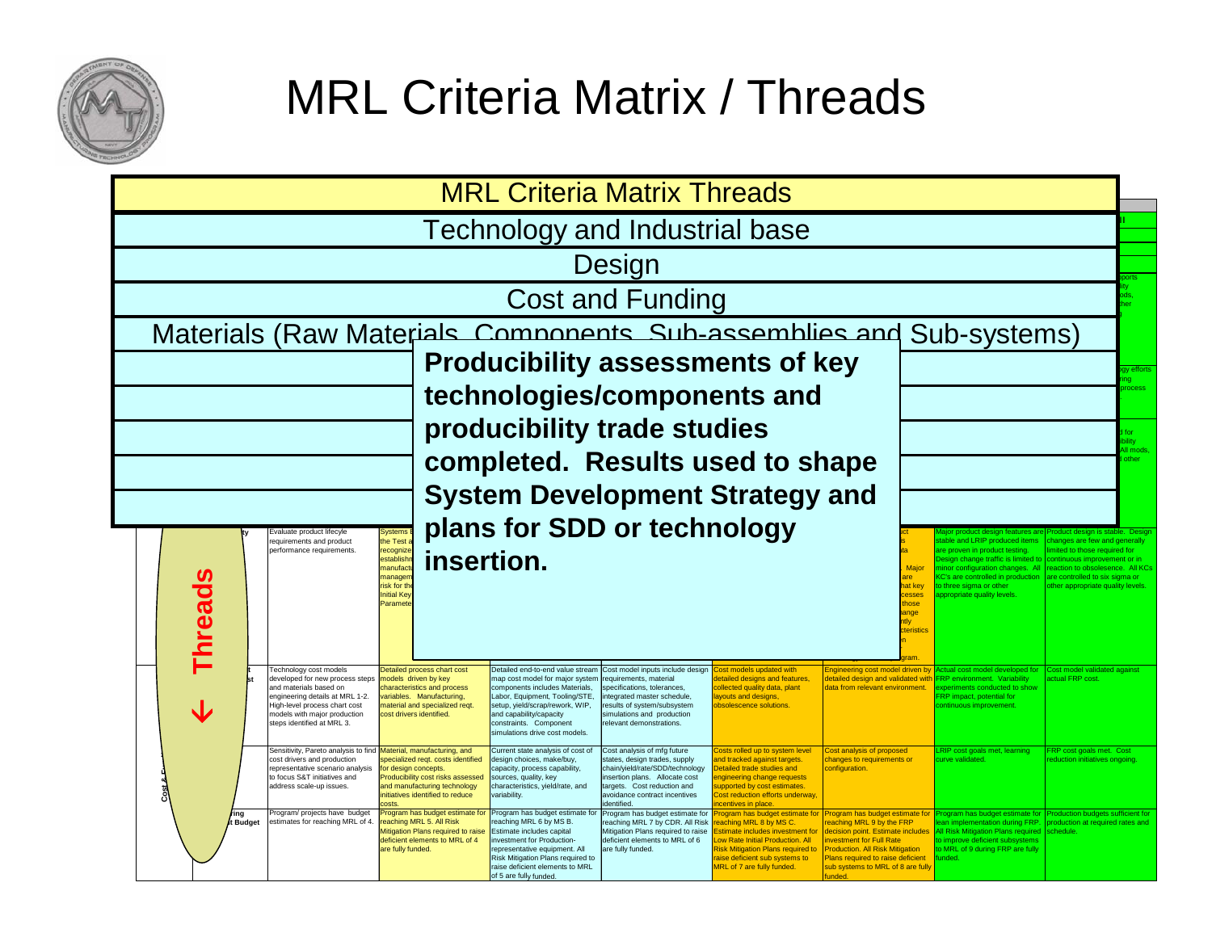# MRL Criteria Matrix / Threads

MRL Criteria Matrix Threads

Technology and Industrial base

Design

Cost and Funding

Materials (Raw Materials, Components, Sub-assemblies and Sub-systems)

**Producibility assessments of key technologies/components and producibility trade studies completed. Results used to shape System Development Strategy and plans for SDD or technology insertion.**

**Threads** ↓

| | | | | | | | | |
|---|---|---|---|---|---|---|---|---|
| Evaluate product lifecycle requirements and product performance requirements. | Systems ... the Test a... recognize... establishn... manufactu... managem... risk for the... Initial Key... Paramete... | | | | ...ct ...s ...ta . Major ...are ...hat key ...cesses ...those ...ange ...ntly ...cteristics ...n ...gram. | Major product design features are stable and LRIP produced items are proven in product testing. Design change traffic is limited to minor configuration changes. All KC's are controlled in production to three sigma or other appropriate quality levels. | Product design is stable. Design changes are few and generally limited to those required for continuous improvement or in reaction to obsolescence. All KCs are controlled to six sigma or other appropriate quality levels. |
| Technology cost models developed for new process steps and materials based on engineering details at MRL 1-2. High-level process chart cost models with major production steps identified at MRL 3. | Detailed process chart cost models driven by key characteristics and process variables. Manufacturing, material and specialized reqt. cost drivers identified. | Detailed end-to-end value stream map cost model for major system components includes Materials, Labor, Equipment, Tooling/STE, setup, yield/scrap/rework, WIP, and capability/capacity constraints. Component simulations drive cost models. | Cost model inputs include design requirements, material specifications, tolerances, integrated master schedule, results of system/subsystem simulations and production relevant demonstrations. | Cost models updated with detailed designs and features, collected quality data, plant layouts and designs, obsolescence solutions. | Engineering cost model driven by detailed design and validated with data from relevant environment. | Actual cost model developed for FRP environment. Variability experiments conducted to show FRP impact, potential for continuous improvement. | Cost model validated against actual FRP cost. |
| Sensitivity, Pareto analysis to find cost drivers and production representative scenario analysis to focus S&T initiatives and address scale-up issues. | Material, manufacturing, and specialized reqt. costs identified for design concepts. Producibility cost risks assessed and manufacturing technology initiatives identified to reduce costs. | Current state analysis of cost of design choices, make/buy, capacity, process capability, sources, quality, key characteristics, yield/rate, and variability. | Cost analysis of mfg future states, design trades, supply chain/yield/rate/SDD/technology insertion plans. Allocate cost targets. Cost reduction and avoidance contract incentives identified. | Costs rolled up to system level and tracked against targets. Detailed trade studies and engineering change requests supported by cost estimates. Cost reduction efforts underway, incentives in place. | Cost analysis of proposed changes to requirements or configuration. | LRIP cost goals met, learning curve validated. | FRP cost goals met. Cost reduction initiatives ongoing. |
| Program/ projects have budget estimates for reaching MRL of 4. | Program has budget estimate for reaching MRL 5. All Risk Mitigation Plans required to raise deficient elements to MRL of 4 are fully funded. | Program has budget estimate for reaching MRL 6 by MS B. Estimate includes capital investment for Production-representative equipment. All Risk Mitigation Plans required to raise deficient elements to MRL of 5 are fully funded. | Program has budget estimate for reaching MRL 7 by CDR. All Risk Mitigation Plans required to raise deficient elements to MRL of 6 are fully funded. | Program has budget estimate for reaching MRL 8 by MS C. Estimate includes investment for Low Rate Initial Production. All Risk Mitigation Plans required to raise deficient sub systems to MRL of 7 are fully funded. | Program has budget estimate for reaching MRL 9 by the FRP decision point. Estimate includes investment for Full Rate Production. All Risk Mitigation Plans required to raise deficient sub systems to MRL of 8 are fully funded. | Program has budget estimate for lean implementation during FRP. All Risk Mitigation Plans required to improve deficient subsystems to MRL of 9 during FRP are fully funded. | Production budgets sufficient for production at required rates and schedule. |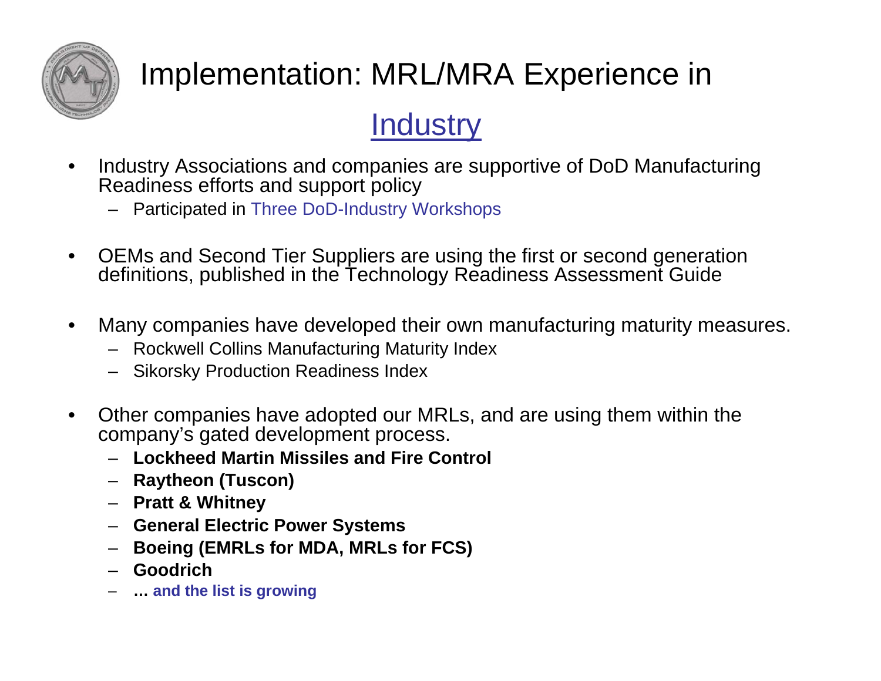# Implementation: MRL/MRA Experience in Industry

- Industry Associations and companies are supportive of DoD Manufacturing Readiness efforts and support policy
  - Participated in Three DoD-Industry Workshops

- OEMs and Second Tier Suppliers are using the first or second generation definitions, published in the Technology Readiness Assessment Guide

- Many companies have developed their own manufacturing maturity measures.
  - Rockwell Collins Manufacturing Maturity Index
  - Sikorsky Production Readiness Index

- Other companies have adopted our MRLs, and are using them within the company's gated development process.
  - **Lockheed Martin Missiles and Fire Control**
  - **Raytheon (Tuscon)**
  - **Pratt & Whitney**
  - **General Electric Power Systems**
  - **Boeing (EMRLs for MDA, MRLs for FCS)**
  - **Goodrich**
  - **… and the list is growing**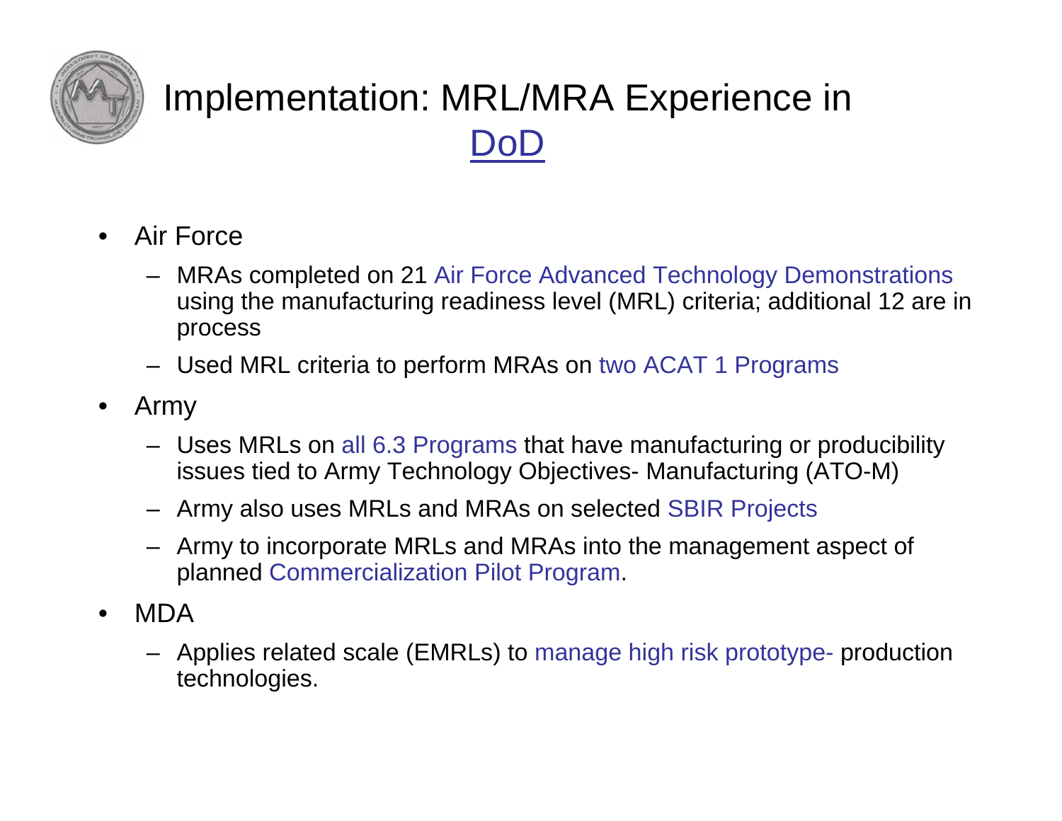# Implementation: MRL/MRA Experience in DoD

- Air Force
  - MRAs completed on 21 Air Force Advanced Technology Demonstrations using the manufacturing readiness level (MRL) criteria; additional 12 are in process
  - Used MRL criteria to perform MRAs on two ACAT 1 Programs
- Army
  - Uses MRLs on all 6.3 Programs that have manufacturing or producibility issues tied to Army Technology Objectives- Manufacturing (ATO-M)
  - Army also uses MRLs and MRAs on selected SBIR Projects
  - Army to incorporate MRLs and MRAs into the management aspect of planned Commercialization Pilot Program.
- MDA
  - Applies related scale (EMRLs) to manage high risk prototype- production technologies.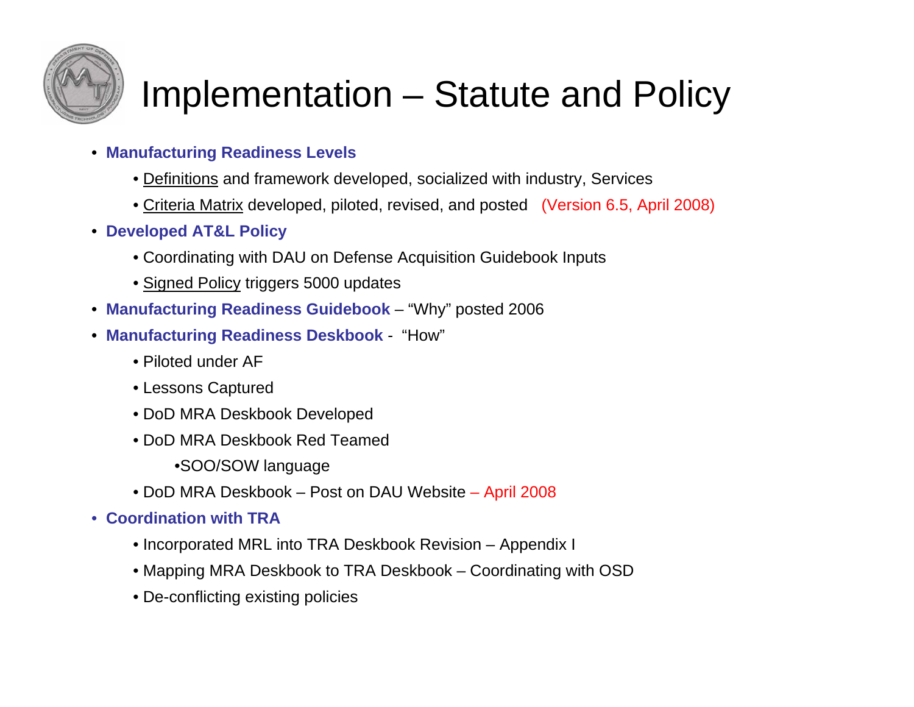# Implementation – Statute and Policy

- **Manufacturing Readiness Levels**
  - Definitions and framework developed, socialized with industry, Services
  - Criteria Matrix developed, piloted, revised, and posted (Version 6.5, April 2008)
- **Developed AT&L Policy**
  - Coordinating with DAU on Defense Acquisition Guidebook Inputs
  - Signed Policy triggers 5000 updates
- **Manufacturing Readiness Guidebook** – "Why" posted 2006
- **Manufacturing Readiness Deskbook** - "How"
  - Piloted under AF
  - Lessons Captured
  - DoD MRA Deskbook Developed
  - DoD MRA Deskbook Red Teamed
    - SOO/SOW language
  - DoD MRA Deskbook – Post on DAU Website – April 2008
- **Coordination with TRA**
  - Incorporated MRL into TRA Deskbook Revision – Appendix I
  - Mapping MRA Deskbook to TRA Deskbook – Coordinating with OSD
  - De-conflicting existing policies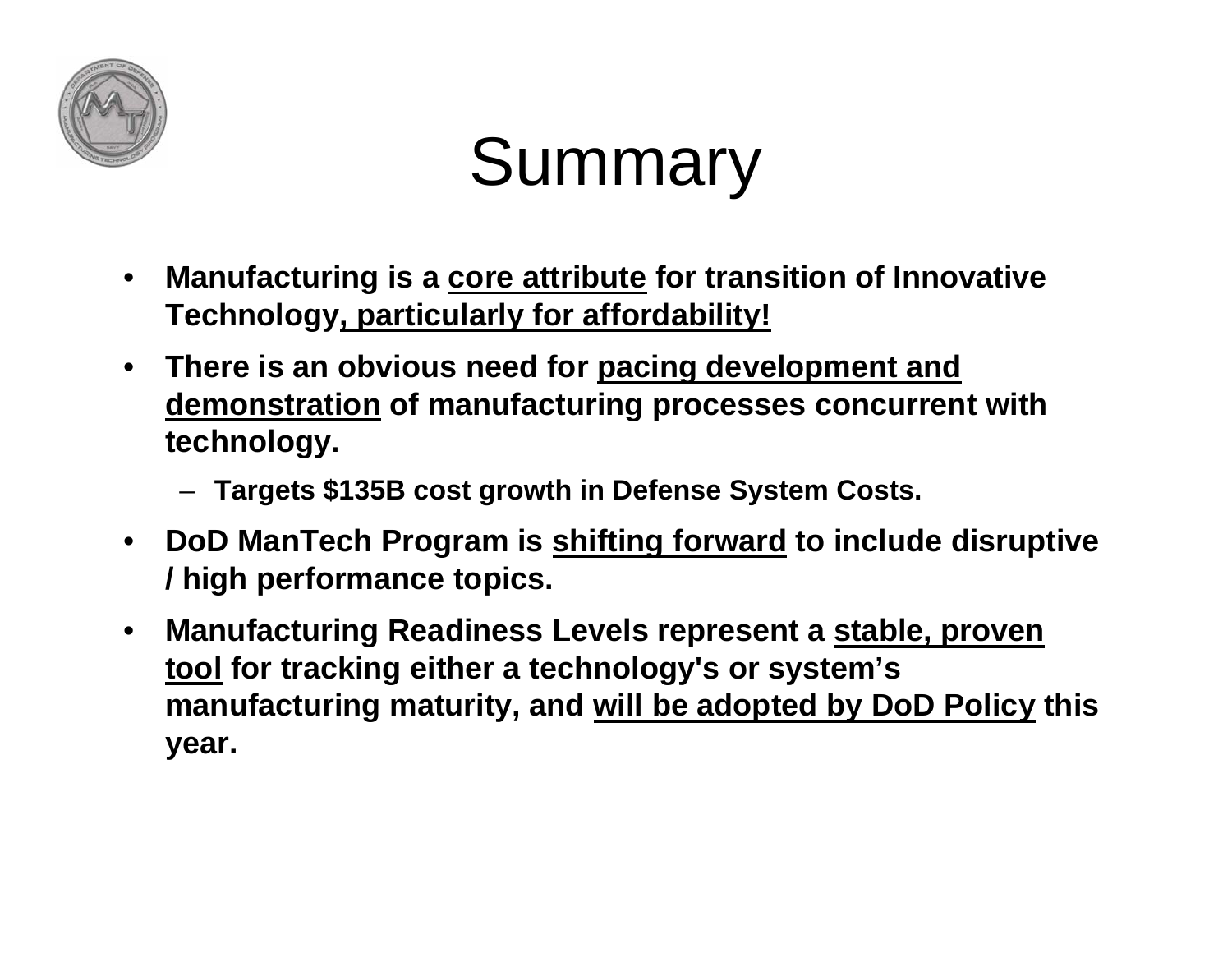# Summary

- **Manufacturing is a <u>core attribute</u> for transition of Innovative Technology<u>, particularly for affordability!</u>**
- **There is an obvious need for <u>pacing development and demonstration</u> of manufacturing processes concurrent with technology.**
  - **Targets $135B cost growth in Defense System Costs.**
- **DoD ManTech Program is <u>shifting forward</u> to include disruptive / high performance topics.**
- **Manufacturing Readiness Levels represent a <u>stable, proven tool</u> for tracking either a technology's or system's manufacturing maturity, and <u>will be adopted by DoD Policy</u> this year.**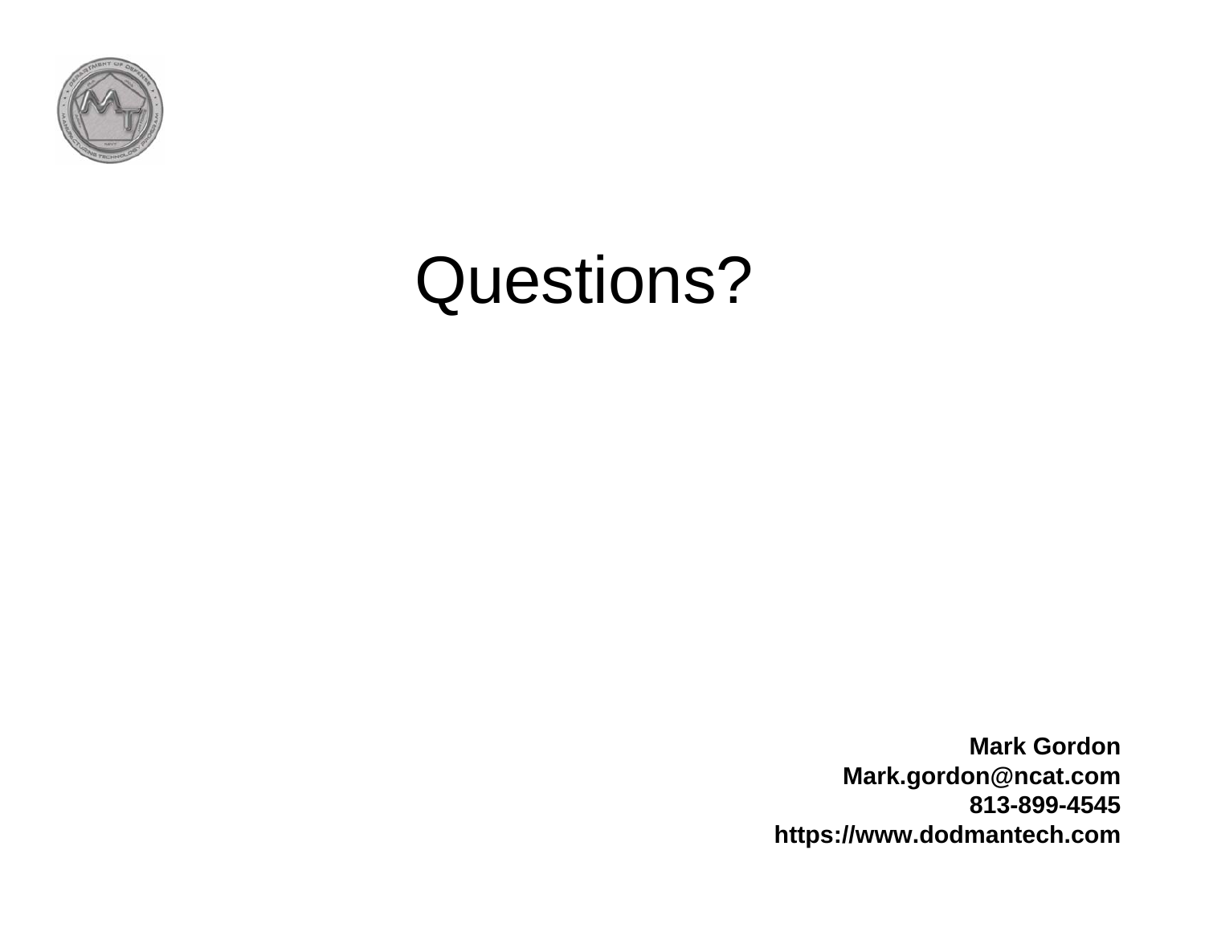# Questions?

**Mark Gordon**
**Mark.gordon@ncat.com**
**813-899-4545**
**https://www.dodmantech.com**